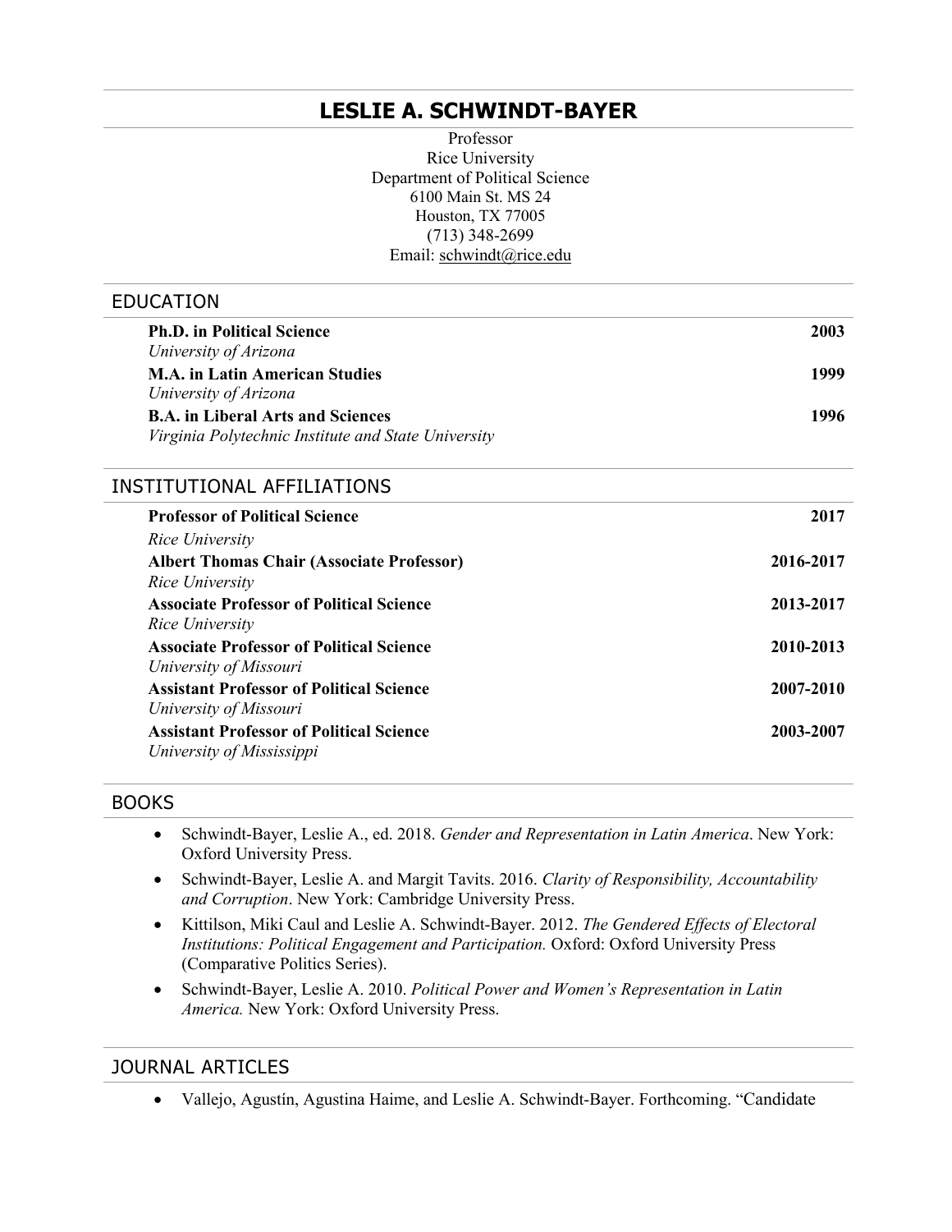# LESLIE A. SCHWINDT-BAYER

Professor
Rice University
Department of Political Science
6100 Main St. MS 24
Houston, TX 77005
(713) 348-2699
Email: schwindt@rice.edu

## EDUCATION

**Ph.D. in Political Science** **2003**
*University of Arizona*

**M.A. in Latin American Studies** **1999**
*University of Arizona*

**B.A. in Liberal Arts and Sciences** **1996**
*Virginia Polytechnic Institute and State University*

## INSTITUTIONAL AFFILIATIONS

**Professor of Political Science** **2017**
*Rice University*

**Albert Thomas Chair (Associate Professor)** **2016-2017**
*Rice University*

**Associate Professor of Political Science** **2013-2017**
*Rice University*

**Associate Professor of Political Science** **2010-2013**
*University of Missouri*

**Assistant Professor of Political Science** **2007-2010**
*University of Missouri*

**Assistant Professor of Political Science** **2003-2007**
*University of Mississippi*

## BOOKS

- Schwindt-Bayer, Leslie A., ed. 2018. *Gender and Representation in Latin America*. New York: Oxford University Press.
- Schwindt-Bayer, Leslie A. and Margit Tavits. 2016. *Clarity of Responsibility, Accountability and Corruption*. New York: Cambridge University Press.
- Kittilson, Miki Caul and Leslie A. Schwindt-Bayer. 2012. *The Gendered Effects of Electoral Institutions: Political Engagement and Participation.* Oxford: Oxford University Press (Comparative Politics Series).
- Schwindt-Bayer, Leslie A. 2010. *Political Power and Women's Representation in Latin America.* New York: Oxford University Press.

## JOURNAL ARTICLES

- Vallejo, Agustín, Agustina Haime, and Leslie A. Schwindt-Bayer. Forthcoming. "Candidate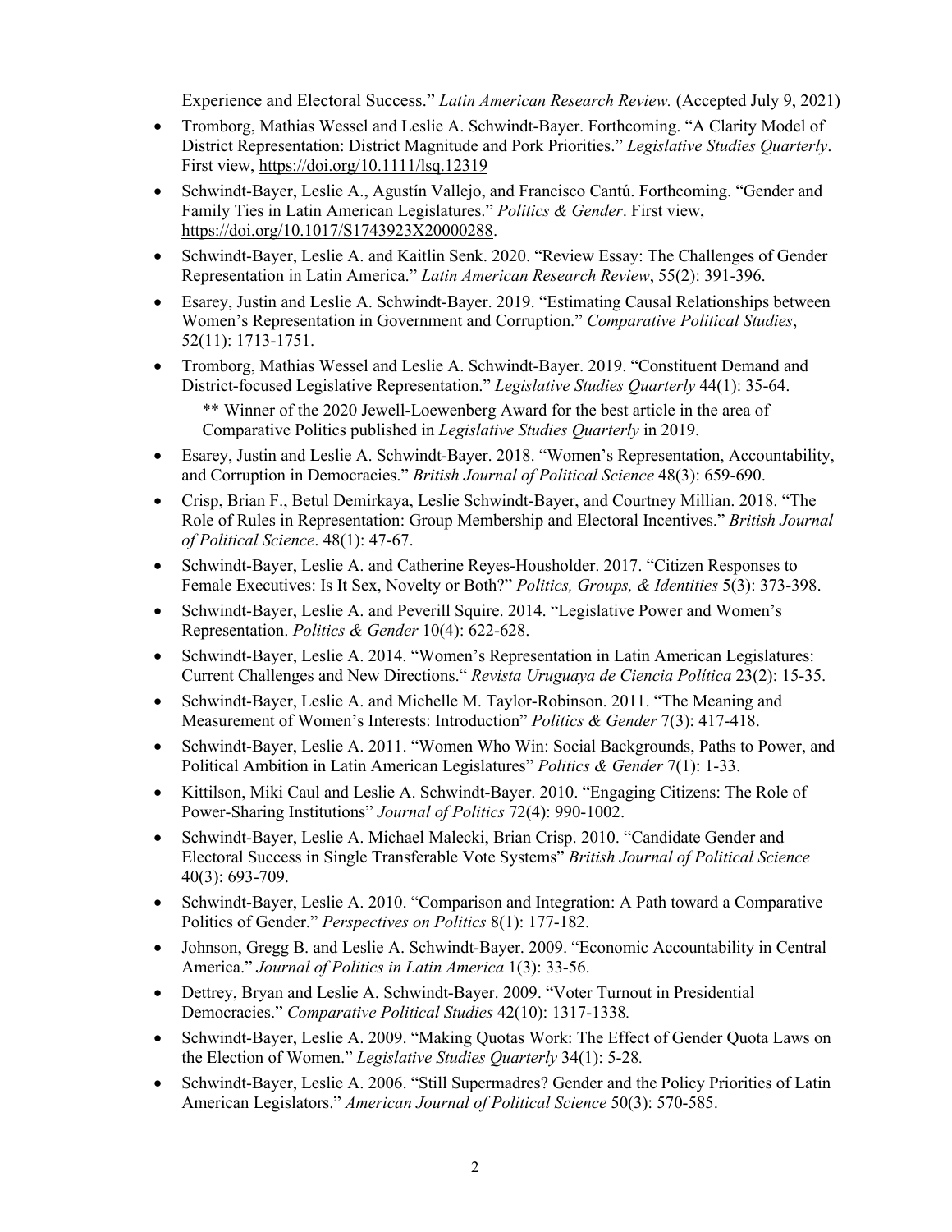Experience and Electoral Success." *Latin American Research Review.* (Accepted July 9, 2021)

- Tromborg, Mathias Wessel and Leslie A. Schwindt-Bayer. Forthcoming. "A Clarity Model of District Representation: District Magnitude and Pork Priorities." *Legislative Studies Quarterly*. First view, https://doi.org/10.1111/lsq.12319
- Schwindt-Bayer, Leslie A., Agustín Vallejo, and Francisco Cantú. Forthcoming. "Gender and Family Ties in Latin American Legislatures." *Politics & Gender*. First view, https://doi.org/10.1017/S1743923X20000288.
- Schwindt-Bayer, Leslie A. and Kaitlin Senk. 2020. "Review Essay: The Challenges of Gender Representation in Latin America." *Latin American Research Review*, 55(2): 391-396.
- Esarey, Justin and Leslie A. Schwindt-Bayer. 2019. "Estimating Causal Relationships between Women's Representation in Government and Corruption." *Comparative Political Studies*, 52(11): 1713-1751.
- Tromborg, Mathias Wessel and Leslie A. Schwindt-Bayer. 2019. "Constituent Demand and District-focused Legislative Representation." *Legislative Studies Quarterly* 44(1): 35-64.

  ** Winner of the 2020 Jewell-Loewenberg Award for the best article in the area of Comparative Politics published in *Legislative Studies Quarterly* in 2019.
- Esarey, Justin and Leslie A. Schwindt-Bayer. 2018. "Women's Representation, Accountability, and Corruption in Democracies." *British Journal of Political Science* 48(3): 659-690.
- Crisp, Brian F., Betul Demirkaya, Leslie Schwindt-Bayer, and Courtney Millian. 2018. "The Role of Rules in Representation: Group Membership and Electoral Incentives." *British Journal of Political Science*. 48(1): 47-67.
- Schwindt-Bayer, Leslie A. and Catherine Reyes-Housholder. 2017. "Citizen Responses to Female Executives: Is It Sex, Novelty or Both?" *Politics, Groups, & Identities* 5(3): 373-398.
- Schwindt-Bayer, Leslie A. and Peverill Squire. 2014. "Legislative Power and Women's Representation. *Politics & Gender* 10(4): 622-628.
- Schwindt-Bayer, Leslie A. 2014. "Women's Representation in Latin American Legislatures: Current Challenges and New Directions." *Revista Uruguaya de Ciencia Política* 23(2): 15-35.
- Schwindt-Bayer, Leslie A. and Michelle M. Taylor-Robinson. 2011. "The Meaning and Measurement of Women's Interests: Introduction" *Politics & Gender* 7(3): 417-418.
- Schwindt-Bayer, Leslie A. 2011. "Women Who Win: Social Backgrounds, Paths to Power, and Political Ambition in Latin American Legislatures" *Politics & Gender* 7(1): 1-33.
- Kittilson, Miki Caul and Leslie A. Schwindt-Bayer. 2010. "Engaging Citizens: The Role of Power-Sharing Institutions" *Journal of Politics* 72(4): 990-1002.
- Schwindt-Bayer, Leslie A. Michael Malecki, Brian Crisp. 2010. "Candidate Gender and Electoral Success in Single Transferable Vote Systems" *British Journal of Political Science* 40(3): 693-709.
- Schwindt-Bayer, Leslie A. 2010. "Comparison and Integration: A Path toward a Comparative Politics of Gender." *Perspectives on Politics* 8(1): 177-182.
- Johnson, Gregg B. and Leslie A. Schwindt-Bayer. 2009. "Economic Accountability in Central America." *Journal of Politics in Latin America* 1(3): 33-56.
- Dettrey, Bryan and Leslie A. Schwindt-Bayer. 2009. "Voter Turnout in Presidential Democracies." *Comparative Political Studies* 42(10): 1317-1338.
- Schwindt-Bayer, Leslie A. 2009. "Making Quotas Work: The Effect of Gender Quota Laws on the Election of Women." *Legislative Studies Quarterly* 34(1): 5-28.
- Schwindt-Bayer, Leslie A. 2006. "Still Supermadres? Gender and the Policy Priorities of Latin American Legislators." *American Journal of Political Science* 50(3): 570-585.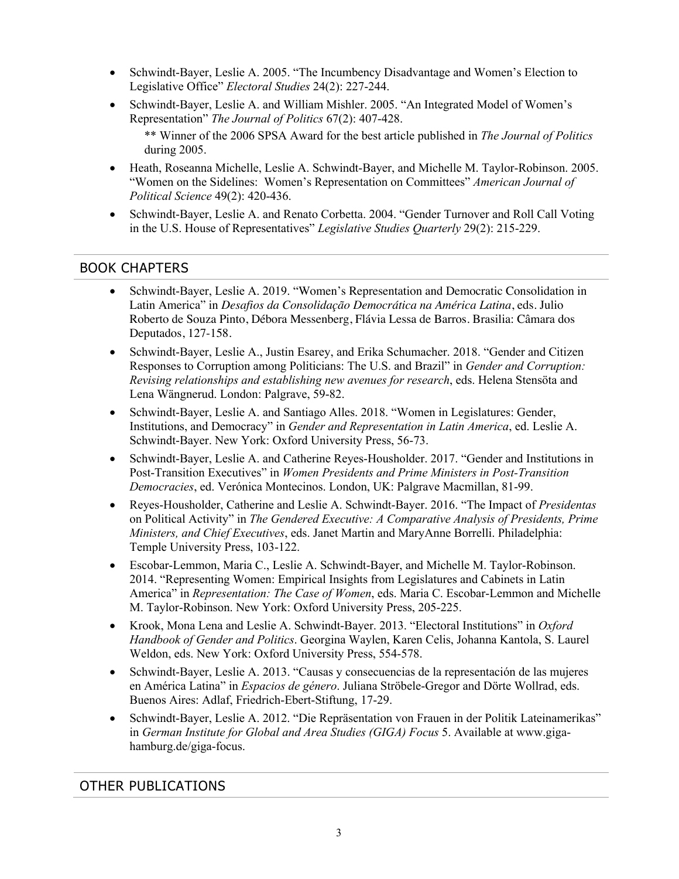- Schwindt-Bayer, Leslie A. 2005. "The Incumbency Disadvantage and Women's Election to Legislative Office" *Electoral Studies* 24(2): 227-244.
- Schwindt-Bayer, Leslie A. and William Mishler. 2005. "An Integrated Model of Women's Representation" *The Journal of Politics* 67(2): 407-428.
  ** Winner of the 2006 SPSA Award for the best article published in *The Journal of Politics* during 2005.
- Heath, Roseanna Michelle, Leslie A. Schwindt-Bayer, and Michelle M. Taylor-Robinson. 2005. "Women on the Sidelines: Women's Representation on Committees" *American Journal of Political Science* 49(2): 420-436.
- Schwindt-Bayer, Leslie A. and Renato Corbetta. 2004. "Gender Turnover and Roll Call Voting in the U.S. House of Representatives" *Legislative Studies Quarterly* 29(2): 215-229.

## BOOK CHAPTERS

- Schwindt-Bayer, Leslie A. 2019. "Women's Representation and Democratic Consolidation in Latin America" in *Desafios da Consolidação Democrática na América Latina*, eds. Julio Roberto de Souza Pinto, Débora Messenberg, Flávia Lessa de Barros. Brasilia: Câmara dos Deputados, 127-158.
- Schwindt-Bayer, Leslie A., Justin Esarey, and Erika Schumacher. 2018. "Gender and Citizen Responses to Corruption among Politicians: The U.S. and Brazil" in *Gender and Corruption: Revising relationships and establishing new avenues for research*, eds. Helena Stensöta and Lena Wängnerud. London: Palgrave, 59-82.
- Schwindt-Bayer, Leslie A. and Santiago Alles. 2018. "Women in Legislatures: Gender, Institutions, and Democracy" in *Gender and Representation in Latin America*, ed. Leslie A. Schwindt-Bayer. New York: Oxford University Press, 56-73.
- Schwindt-Bayer, Leslie A. and Catherine Reyes-Housholder. 2017. "Gender and Institutions in Post-Transition Executives" in *Women Presidents and Prime Ministers in Post-Transition Democracies*, ed. Verónica Montecinos. London, UK: Palgrave Macmillan, 81-99.
- Reyes-Housholder, Catherine and Leslie A. Schwindt-Bayer. 2016. "The Impact of *Presidentas* on Political Activity" in *The Gendered Executive: A Comparative Analysis of Presidents, Prime Ministers, and Chief Executives*, eds. Janet Martin and MaryAnne Borrelli. Philadelphia: Temple University Press, 103-122.
- Escobar-Lemmon, Maria C., Leslie A. Schwindt-Bayer, and Michelle M. Taylor-Robinson. 2014. "Representing Women: Empirical Insights from Legislatures and Cabinets in Latin America" in *Representation: The Case of Women*, eds. Maria C. Escobar-Lemmon and Michelle M. Taylor-Robinson. New York: Oxford University Press, 205-225.
- Krook, Mona Lena and Leslie A. Schwindt-Bayer. 2013. "Electoral Institutions" in *Oxford Handbook of Gender and Politics*. Georgina Waylen, Karen Celis, Johanna Kantola, S. Laurel Weldon, eds. New York: Oxford University Press, 554-578.
- Schwindt-Bayer, Leslie A. 2013. "Causas y consecuencias de la representación de las mujeres en América Latina" in *Espacios de género*. Juliana Ströbele-Gregor and Dörte Wollrad, eds. Buenos Aires: Adlaf, Friedrich-Ebert-Stiftung, 17-29.
- Schwindt-Bayer, Leslie A. 2012. "Die Repräsentation von Frauen in der Politik Lateinamerikas" in *German Institute for Global and Area Studies (GIGA) Focus* 5. Available at www.giga-hamburg.de/giga-focus.

## OTHER PUBLICATIONS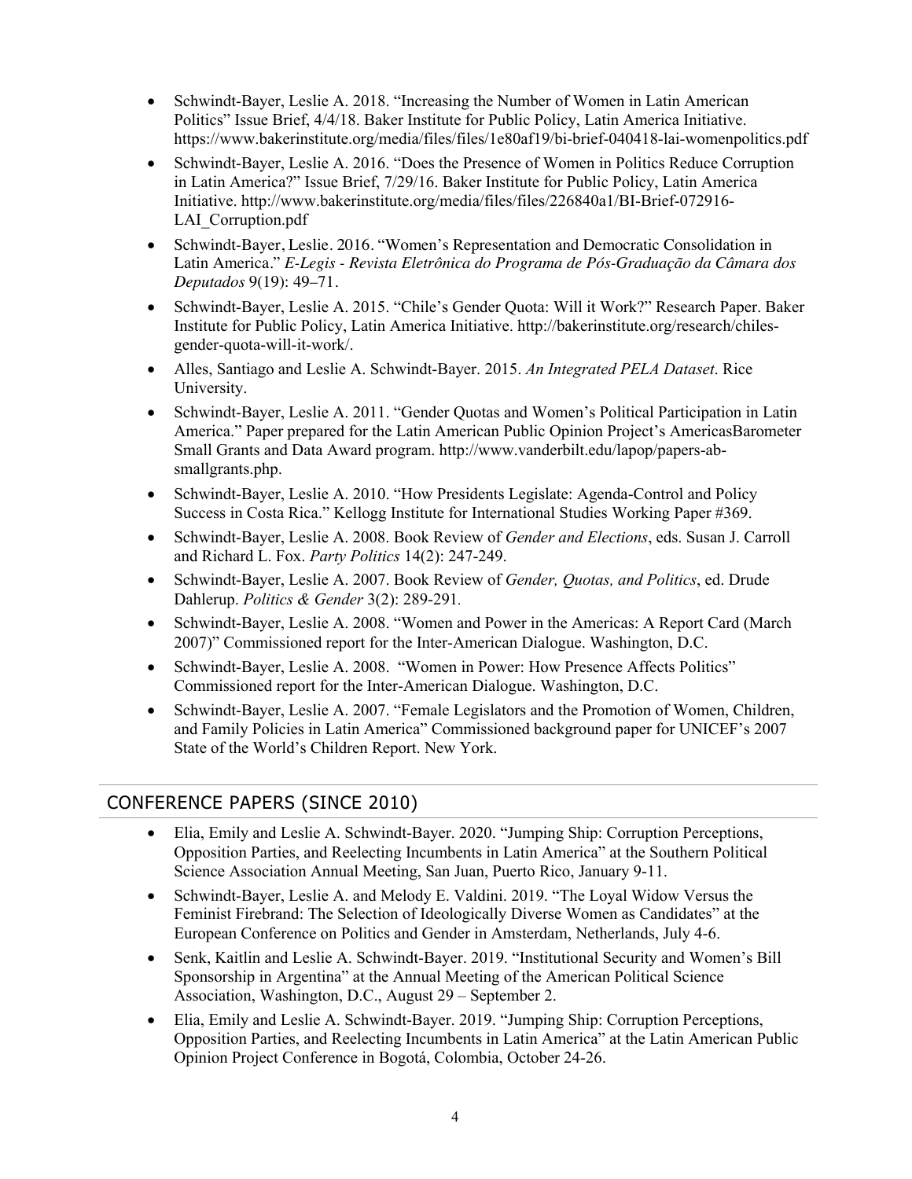- Schwindt-Bayer, Leslie A. 2018. "Increasing the Number of Women in Latin American Politics" Issue Brief, 4/4/18. Baker Institute for Public Policy, Latin America Initiative. https://www.bakerinstitute.org/media/files/files/1e80af19/bi-brief-040418-lai-womenpolitics.pdf
- Schwindt-Bayer, Leslie A. 2016. "Does the Presence of Women in Politics Reduce Corruption in Latin America?" Issue Brief, 7/29/16. Baker Institute for Public Policy, Latin America Initiative. http://www.bakerinstitute.org/media/files/files/226840a1/BI-Brief-072916-LAI_Corruption.pdf
- Schwindt-Bayer, Leslie. 2016. "Women's Representation and Democratic Consolidation in Latin America." *E-Legis - Revista Eletrônica do Programa de Pós-Graduação da Câmara dos Deputados* 9(19): 49–71.
- Schwindt-Bayer, Leslie A. 2015. "Chile's Gender Quota: Will it Work?" Research Paper. Baker Institute for Public Policy, Latin America Initiative. http://bakerinstitute.org/research/chiles-gender-quota-will-it-work/.
- Alles, Santiago and Leslie A. Schwindt-Bayer. 2015. *An Integrated PELA Dataset*. Rice University.
- Schwindt-Bayer, Leslie A. 2011. "Gender Quotas and Women's Political Participation in Latin America." Paper prepared for the Latin American Public Opinion Project's AmericasBarometer Small Grants and Data Award program. http://www.vanderbilt.edu/lapop/papers-ab-smallgrants.php.
- Schwindt-Bayer, Leslie A. 2010. "How Presidents Legislate: Agenda-Control and Policy Success in Costa Rica." Kellogg Institute for International Studies Working Paper #369.
- Schwindt-Bayer, Leslie A. 2008. Book Review of *Gender and Elections*, eds. Susan J. Carroll and Richard L. Fox. *Party Politics* 14(2): 247-249.
- Schwindt-Bayer, Leslie A. 2007. Book Review of *Gender, Quotas, and Politics*, ed. Drude Dahlerup. *Politics & Gender* 3(2): 289-291.
- Schwindt-Bayer, Leslie A. 2008. "Women and Power in the Americas: A Report Card (March 2007)" Commissioned report for the Inter-American Dialogue. Washington, D.C.
- Schwindt-Bayer, Leslie A. 2008. "Women in Power: How Presence Affects Politics" Commissioned report for the Inter-American Dialogue. Washington, D.C.
- Schwindt-Bayer, Leslie A. 2007. "Female Legislators and the Promotion of Women, Children, and Family Policies in Latin America" Commissioned background paper for UNICEF's 2007 State of the World's Children Report. New York.

## CONFERENCE PAPERS (SINCE 2010)

- Elia, Emily and Leslie A. Schwindt-Bayer. 2020. "Jumping Ship: Corruption Perceptions, Opposition Parties, and Reelecting Incumbents in Latin America" at the Southern Political Science Association Annual Meeting, San Juan, Puerto Rico, January 9-11.
- Schwindt-Bayer, Leslie A. and Melody E. Valdini. 2019. "The Loyal Widow Versus the Feminist Firebrand: The Selection of Ideologically Diverse Women as Candidates" at the European Conference on Politics and Gender in Amsterdam, Netherlands, July 4-6.
- Senk, Kaitlin and Leslie A. Schwindt-Bayer. 2019. "Institutional Security and Women's Bill Sponsorship in Argentina" at the Annual Meeting of the American Political Science Association, Washington, D.C., August 29 – September 2.
- Elia, Emily and Leslie A. Schwindt-Bayer. 2019. "Jumping Ship: Corruption Perceptions, Opposition Parties, and Reelecting Incumbents in Latin America" at the Latin American Public Opinion Project Conference in Bogotá, Colombia, October 24-26.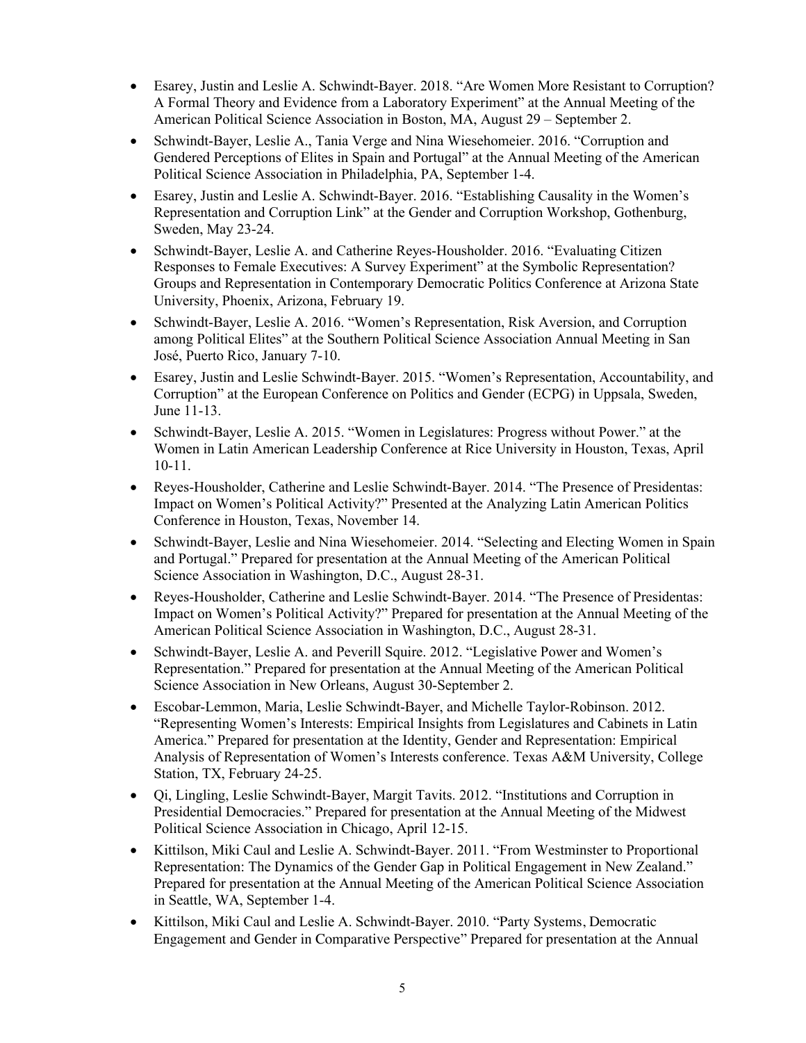- Esarey, Justin and Leslie A. Schwindt-Bayer. 2018. "Are Women More Resistant to Corruption? A Formal Theory and Evidence from a Laboratory Experiment" at the Annual Meeting of the American Political Science Association in Boston, MA, August 29 – September 2.
- Schwindt-Bayer, Leslie A., Tania Verge and Nina Wiesehomeier. 2016. "Corruption and Gendered Perceptions of Elites in Spain and Portugal" at the Annual Meeting of the American Political Science Association in Philadelphia, PA, September 1-4.
- Esarey, Justin and Leslie A. Schwindt-Bayer. 2016. "Establishing Causality in the Women's Representation and Corruption Link" at the Gender and Corruption Workshop, Gothenburg, Sweden, May 23-24.
- Schwindt-Bayer, Leslie A. and Catherine Reyes-Housholder. 2016. "Evaluating Citizen Responses to Female Executives: A Survey Experiment" at the Symbolic Representation? Groups and Representation in Contemporary Democratic Politics Conference at Arizona State University, Phoenix, Arizona, February 19.
- Schwindt-Bayer, Leslie A. 2016. "Women's Representation, Risk Aversion, and Corruption among Political Elites" at the Southern Political Science Association Annual Meeting in San José, Puerto Rico, January 7-10.
- Esarey, Justin and Leslie Schwindt-Bayer. 2015. "Women's Representation, Accountability, and Corruption" at the European Conference on Politics and Gender (ECPG) in Uppsala, Sweden, June 11-13.
- Schwindt-Bayer, Leslie A. 2015. "Women in Legislatures: Progress without Power." at the Women in Latin American Leadership Conference at Rice University in Houston, Texas, April 10-11.
- Reyes-Housholder, Catherine and Leslie Schwindt-Bayer. 2014. "The Presence of Presidentas: Impact on Women's Political Activity?" Presented at the Analyzing Latin American Politics Conference in Houston, Texas, November 14.
- Schwindt-Bayer, Leslie and Nina Wiesehomeier. 2014. "Selecting and Electing Women in Spain and Portugal." Prepared for presentation at the Annual Meeting of the American Political Science Association in Washington, D.C., August 28-31.
- Reyes-Housholder, Catherine and Leslie Schwindt-Bayer. 2014. "The Presence of Presidentas: Impact on Women's Political Activity?" Prepared for presentation at the Annual Meeting of the American Political Science Association in Washington, D.C., August 28-31.
- Schwindt-Bayer, Leslie A. and Peverill Squire. 2012. "Legislative Power and Women's Representation." Prepared for presentation at the Annual Meeting of the American Political Science Association in New Orleans, August 30-September 2.
- Escobar-Lemmon, Maria, Leslie Schwindt-Bayer, and Michelle Taylor-Robinson. 2012. "Representing Women's Interests: Empirical Insights from Legislatures and Cabinets in Latin America." Prepared for presentation at the Identity, Gender and Representation: Empirical Analysis of Representation of Women's Interests conference. Texas A&M University, College Station, TX, February 24-25.
- Qi, Lingling, Leslie Schwindt-Bayer, Margit Tavits. 2012. "Institutions and Corruption in Presidential Democracies." Prepared for presentation at the Annual Meeting of the Midwest Political Science Association in Chicago, April 12-15.
- Kittilson, Miki Caul and Leslie A. Schwindt-Bayer. 2011. "From Westminster to Proportional Representation: The Dynamics of the Gender Gap in Political Engagement in New Zealand." Prepared for presentation at the Annual Meeting of the American Political Science Association in Seattle, WA, September 1-4.
- Kittilson, Miki Caul and Leslie A. Schwindt-Bayer. 2010. "Party Systems, Democratic Engagement and Gender in Comparative Perspective" Prepared for presentation at the Annual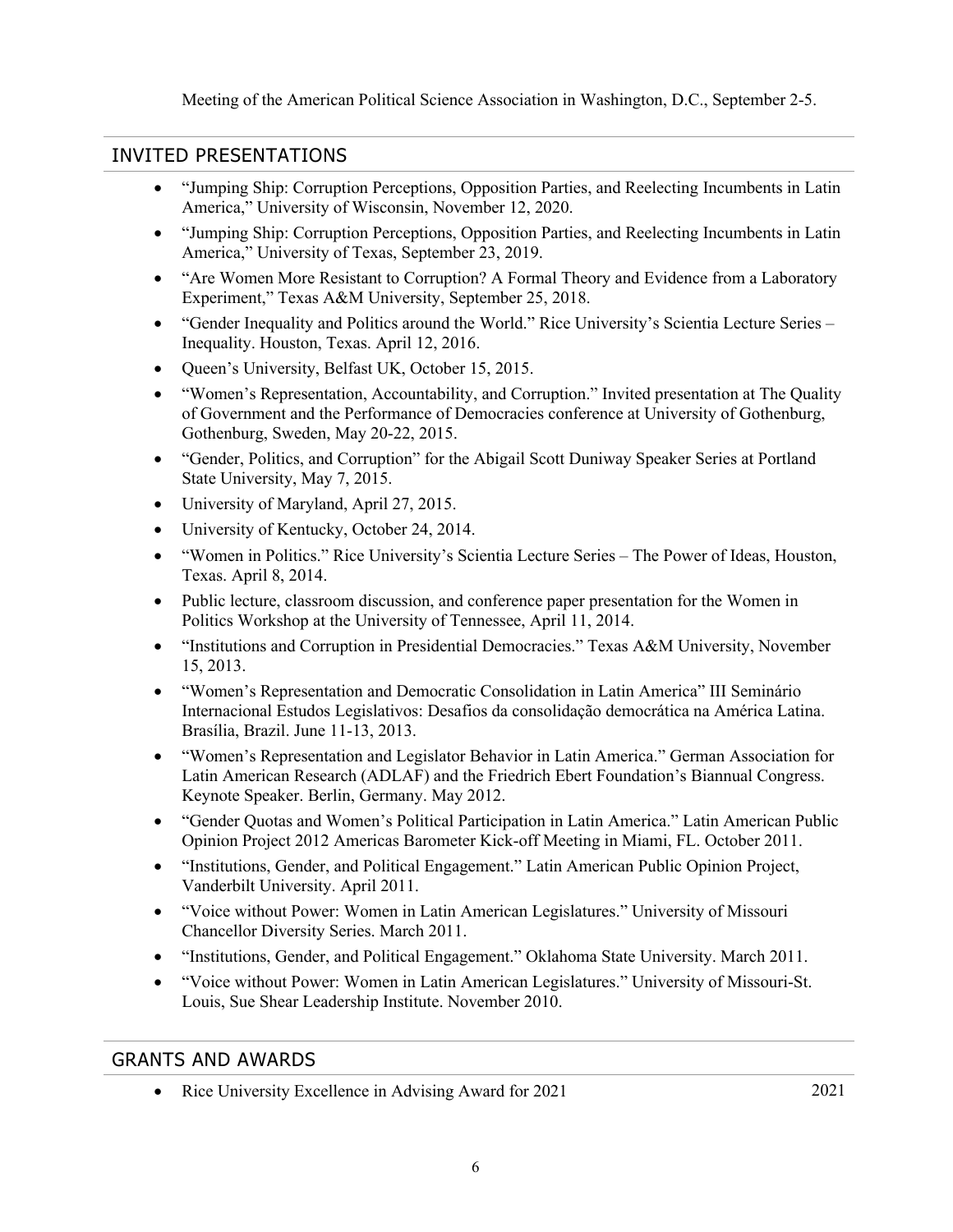Meeting of the American Political Science Association in Washington, D.C., September 2-5.

## INVITED PRESENTATIONS

- "Jumping Ship: Corruption Perceptions, Opposition Parties, and Reelecting Incumbents in Latin America," University of Wisconsin, November 12, 2020.
- "Jumping Ship: Corruption Perceptions, Opposition Parties, and Reelecting Incumbents in Latin America," University of Texas, September 23, 2019.
- "Are Women More Resistant to Corruption? A Formal Theory and Evidence from a Laboratory Experiment," Texas A&M University, September 25, 2018.
- "Gender Inequality and Politics around the World." Rice University's Scientia Lecture Series – Inequality. Houston, Texas. April 12, 2016.
- Queen's University, Belfast UK, October 15, 2015.
- "Women's Representation, Accountability, and Corruption." Invited presentation at The Quality of Government and the Performance of Democracies conference at University of Gothenburg, Gothenburg, Sweden, May 20-22, 2015.
- "Gender, Politics, and Corruption" for the Abigail Scott Duniway Speaker Series at Portland State University, May 7, 2015.
- University of Maryland, April 27, 2015.
- University of Kentucky, October 24, 2014.
- "Women in Politics." Rice University's Scientia Lecture Series – The Power of Ideas, Houston, Texas. April 8, 2014.
- Public lecture, classroom discussion, and conference paper presentation for the Women in Politics Workshop at the University of Tennessee, April 11, 2014.
- "Institutions and Corruption in Presidential Democracies." Texas A&M University, November 15, 2013.
- "Women's Representation and Democratic Consolidation in Latin America" III Seminário Internacional Estudos Legislativos: Desafios da consolidação democrática na América Latina. Brasília, Brazil. June 11-13, 2013.
- "Women's Representation and Legislator Behavior in Latin America." German Association for Latin American Research (ADLAF) and the Friedrich Ebert Foundation's Biannual Congress. Keynote Speaker. Berlin, Germany. May 2012.
- "Gender Quotas and Women's Political Participation in Latin America." Latin American Public Opinion Project 2012 Americas Barometer Kick-off Meeting in Miami, FL. October 2011.
- "Institutions, Gender, and Political Engagement." Latin American Public Opinion Project, Vanderbilt University. April 2011.
- "Voice without Power: Women in Latin American Legislatures." University of Missouri Chancellor Diversity Series. March 2011.
- "Institutions, Gender, and Political Engagement." Oklahoma State University. March 2011.
- "Voice without Power: Women in Latin American Legislatures." University of Missouri-St. Louis, Sue Shear Leadership Institute. November 2010.

## GRANTS AND AWARDS

- Rice University Excellence in Advising Award for 2021 — 2021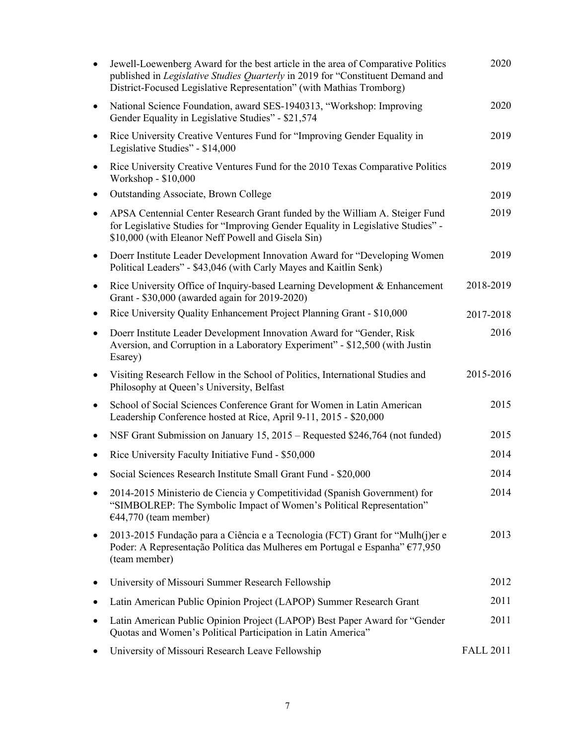- Jewell-Loewenberg Award for the best article in the area of Comparative Politics published in *Legislative Studies Quarterly* in 2019 for "Constituent Demand and District-Focused Legislative Representation" (with Mathias Tromborg) — 2020
- National Science Foundation, award SES-1940313, "Workshop: Improving Gender Equality in Legislative Studies" - $21,574 — 2020
- Rice University Creative Ventures Fund for "Improving Gender Equality in Legislative Studies" - $14,000 — 2019
- Rice University Creative Ventures Fund for the 2010 Texas Comparative Politics Workshop - $10,000 — 2019
- Outstanding Associate, Brown College — 2019
- APSA Centennial Center Research Grant funded by the William A. Steiger Fund for Legislative Studies for "Improving Gender Equality in Legislative Studies" - $10,000 (with Eleanor Neff Powell and Gisela Sin) — 2019
- Doerr Institute Leader Development Innovation Award for "Developing Women Political Leaders" - $43,046 (with Carly Mayes and Kaitlin Senk) — 2019
- Rice University Office of Inquiry-based Learning Development & Enhancement Grant - $30,000 (awarded again for 2019-2020) — 2018-2019
- Rice University Quality Enhancement Project Planning Grant - $10,000 — 2017-2018
- Doerr Institute Leader Development Innovation Award for "Gender, Risk Aversion, and Corruption in a Laboratory Experiment" - $12,500 (with Justin Esarey) — 2016
- Visiting Research Fellow in the School of Politics, International Studies and Philosophy at Queen's University, Belfast — 2015-2016
- School of Social Sciences Conference Grant for Women in Latin American Leadership Conference hosted at Rice, April 9-11, 2015 - $20,000 — 2015
- NSF Grant Submission on January 15, 2015 – Requested $246,764 (not funded) — 2015
- Rice University Faculty Initiative Fund - $50,000 — 2014
- Social Sciences Research Institute Small Grant Fund - $20,000 — 2014
- 2014-2015 Ministerio de Ciencia y Competitividad (Spanish Government) for "SIMBOLREP: The Symbolic Impact of Women's Political Representation" €44,770 (team member) — 2014
- 2013-2015 Fundação para a Ciência e a Tecnologia (FCT) Grant for "Mulh(j)er e Poder: A Representação Política das Mulheres em Portugal e Espanha" €77,950 (team member) — 2013
- University of Missouri Summer Research Fellowship — 2012
- Latin American Public Opinion Project (LAPOP) Summer Research Grant — 2011
- Latin American Public Opinion Project (LAPOP) Best Paper Award for "Gender Quotas and Women's Political Participation in Latin America" — 2011
- University of Missouri Research Leave Fellowship — FALL 2011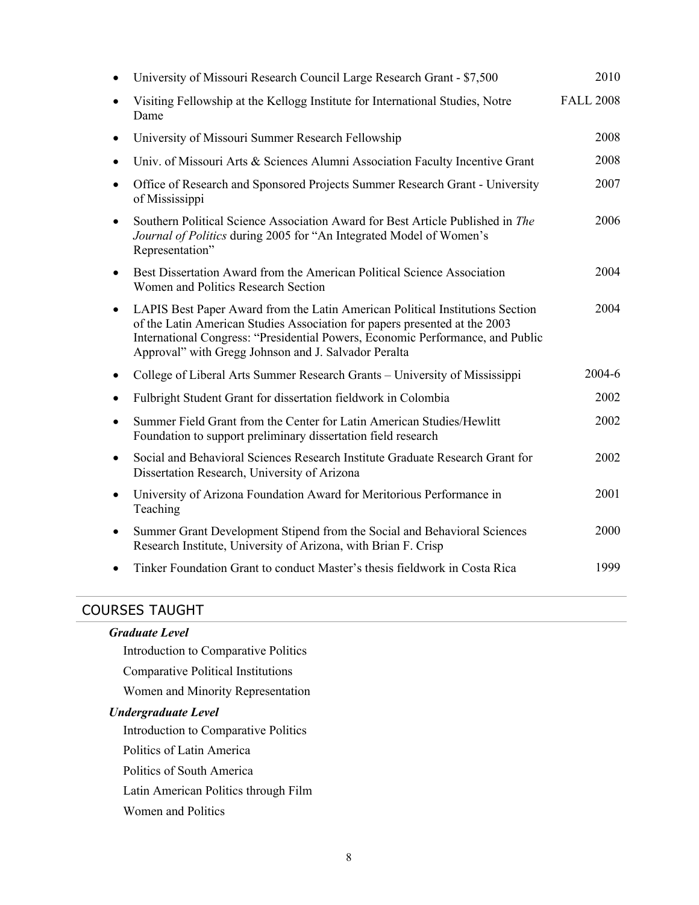- University of Missouri Research Council Large Research Grant - $7,500 — 2010
- Visiting Fellowship at the Kellogg Institute for International Studies, Notre Dame — FALL 2008
- University of Missouri Summer Research Fellowship — 2008
- Univ. of Missouri Arts & Sciences Alumni Association Faculty Incentive Grant — 2008
- Office of Research and Sponsored Projects Summer Research Grant - University of Mississippi — 2007
- Southern Political Science Association Award for Best Article Published in *The Journal of Politics* during 2005 for "An Integrated Model of Women's Representation" — 2006
- Best Dissertation Award from the American Political Science Association Women and Politics Research Section — 2004
- LAPIS Best Paper Award from the Latin American Political Institutions Section of the Latin American Studies Association for papers presented at the 2003 International Congress: "Presidential Powers, Economic Performance, and Public Approval" with Gregg Johnson and J. Salvador Peralta — 2004
- College of Liberal Arts Summer Research Grants – University of Mississippi — 2004-6
- Fulbright Student Grant for dissertation fieldwork in Colombia — 2002
- Summer Field Grant from the Center for Latin American Studies/Hewlitt Foundation to support preliminary dissertation field research — 2002
- Social and Behavioral Sciences Research Institute Graduate Research Grant for Dissertation Research, University of Arizona — 2002
- University of Arizona Foundation Award for Meritorious Performance in Teaching — 2001
- Summer Grant Development Stipend from the Social and Behavioral Sciences Research Institute, University of Arizona, with Brian F. Crisp — 2000
- Tinker Foundation Grant to conduct Master's thesis fieldwork in Costa Rica — 1999

## COURSES TAUGHT

***Graduate Level***

Introduction to Comparative Politics

Comparative Political Institutions

Women and Minority Representation

***Undergraduate Level***

Introduction to Comparative Politics

Politics of Latin America

Politics of South America

Latin American Politics through Film

Women and Politics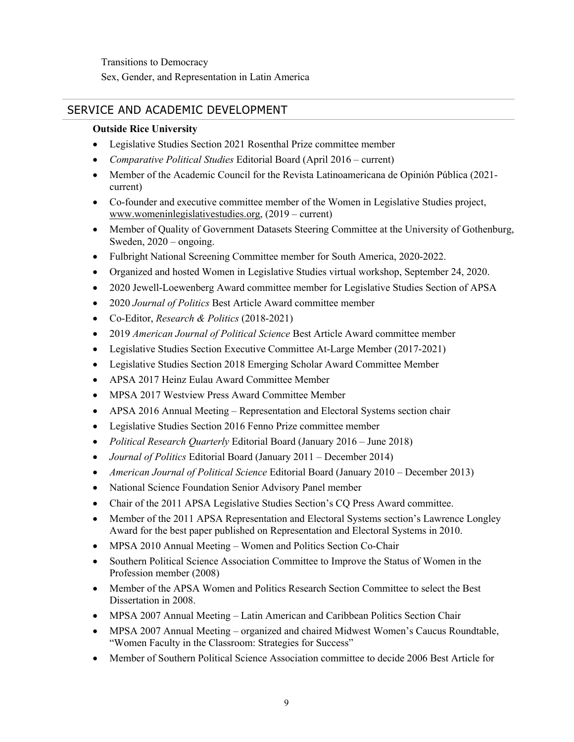Transitions to Democracy

Sex, Gender, and Representation in Latin America

## SERVICE AND ACADEMIC DEVELOPMENT

**Outside Rice University**

- Legislative Studies Section 2021 Rosenthal Prize committee member
- *Comparative Political Studies* Editorial Board (April 2016 – current)
- Member of the Academic Council for the Revista Latinoamericana de Opinión Pública (2021-current)
- Co-founder and executive committee member of the Women in Legislative Studies project, www.womeninlegislativestudies.org, (2019 – current)
- Member of Quality of Government Datasets Steering Committee at the University of Gothenburg, Sweden, 2020 – ongoing.
- Fulbright National Screening Committee member for South America, 2020-2022.
- Organized and hosted Women in Legislative Studies virtual workshop, September 24, 2020.
- 2020 Jewell-Loewenberg Award committee member for Legislative Studies Section of APSA
- 2020 *Journal of Politics* Best Article Award committee member
- Co-Editor, *Research & Politics* (2018-2021)
- 2019 *American Journal of Political Science* Best Article Award committee member
- Legislative Studies Section Executive Committee At-Large Member (2017-2021)
- Legislative Studies Section 2018 Emerging Scholar Award Committee Member
- APSA 2017 Heinz Eulau Award Committee Member
- MPSA 2017 Westview Press Award Committee Member
- APSA 2016 Annual Meeting – Representation and Electoral Systems section chair
- Legislative Studies Section 2016 Fenno Prize committee member
- *Political Research Quarterly* Editorial Board (January 2016 – June 2018)
- *Journal of Politics* Editorial Board (January 2011 – December 2014)
- *American Journal of Political Science* Editorial Board (January 2010 – December 2013)
- National Science Foundation Senior Advisory Panel member
- Chair of the 2011 APSA Legislative Studies Section's CQ Press Award committee.
- Member of the 2011 APSA Representation and Electoral Systems section's Lawrence Longley Award for the best paper published on Representation and Electoral Systems in 2010.
- MPSA 2010 Annual Meeting – Women and Politics Section Co-Chair
- Southern Political Science Association Committee to Improve the Status of Women in the Profession member (2008)
- Member of the APSA Women and Politics Research Section Committee to select the Best Dissertation in 2008.
- MPSA 2007 Annual Meeting – Latin American and Caribbean Politics Section Chair
- MPSA 2007 Annual Meeting – organized and chaired Midwest Women's Caucus Roundtable, "Women Faculty in the Classroom: Strategies for Success"
- Member of Southern Political Science Association committee to decide 2006 Best Article for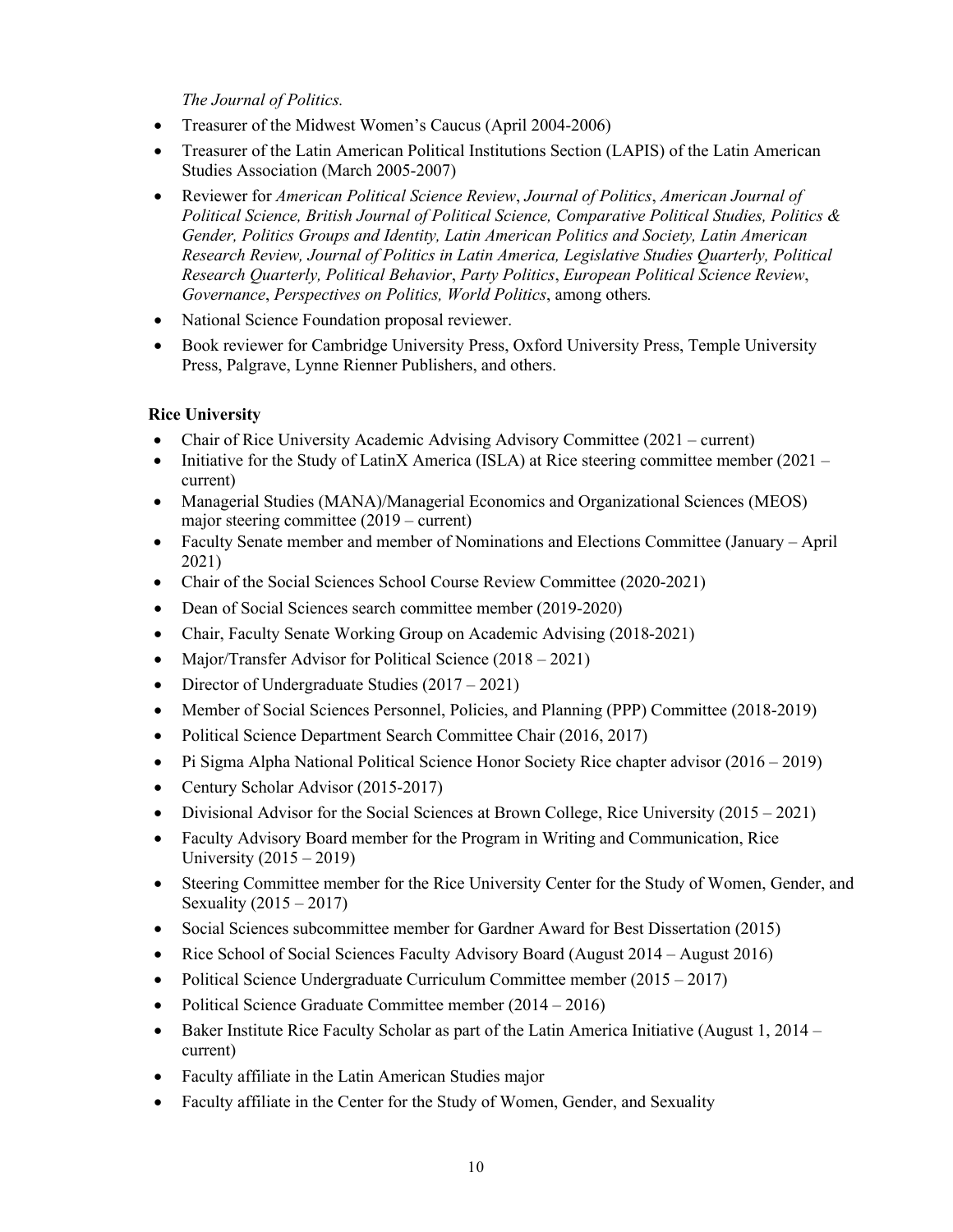*The Journal of Politics.*

- Treasurer of the Midwest Women's Caucus (April 2004-2006)
- Treasurer of the Latin American Political Institutions Section (LAPIS) of the Latin American Studies Association (March 2005-2007)
- Reviewer for *American Political Science Review*, *Journal of Politics*, *American Journal of Political Science, British Journal of Political Science, Comparative Political Studies, Politics & Gender, Politics Groups and Identity, Latin American Politics and Society, Latin American Research Review, Journal of Politics in Latin America, Legislative Studies Quarterly, Political Research Quarterly, Political Behavior*, *Party Politics*, *European Political Science Review*, *Governance*, *Perspectives on Politics, World Politics*, among others*.*
- National Science Foundation proposal reviewer.
- Book reviewer for Cambridge University Press, Oxford University Press, Temple University Press, Palgrave, Lynne Rienner Publishers, and others.

**Rice University**

- Chair of Rice University Academic Advising Advisory Committee (2021 – current)
- Initiative for the Study of LatinX America (ISLA) at Rice steering committee member (2021 – current)
- Managerial Studies (MANA)/Managerial Economics and Organizational Sciences (MEOS) major steering committee (2019 – current)
- Faculty Senate member and member of Nominations and Elections Committee (January – April 2021)
- Chair of the Social Sciences School Course Review Committee (2020-2021)
- Dean of Social Sciences search committee member (2019-2020)
- Chair, Faculty Senate Working Group on Academic Advising (2018-2021)
- Major/Transfer Advisor for Political Science (2018 – 2021)
- Director of Undergraduate Studies (2017 – 2021)
- Member of Social Sciences Personnel, Policies, and Planning (PPP) Committee (2018-2019)
- Political Science Department Search Committee Chair (2016, 2017)
- Pi Sigma Alpha National Political Science Honor Society Rice chapter advisor (2016 – 2019)
- Century Scholar Advisor (2015-2017)
- Divisional Advisor for the Social Sciences at Brown College, Rice University (2015 – 2021)
- Faculty Advisory Board member for the Program in Writing and Communication, Rice University (2015 – 2019)
- Steering Committee member for the Rice University Center for the Study of Women, Gender, and Sexuality (2015 – 2017)
- Social Sciences subcommittee member for Gardner Award for Best Dissertation (2015)
- Rice School of Social Sciences Faculty Advisory Board (August 2014 – August 2016)
- Political Science Undergraduate Curriculum Committee member (2015 – 2017)
- Political Science Graduate Committee member (2014 – 2016)
- Baker Institute Rice Faculty Scholar as part of the Latin America Initiative (August 1, 2014 – current)
- Faculty affiliate in the Latin American Studies major
- Faculty affiliate in the Center for the Study of Women, Gender, and Sexuality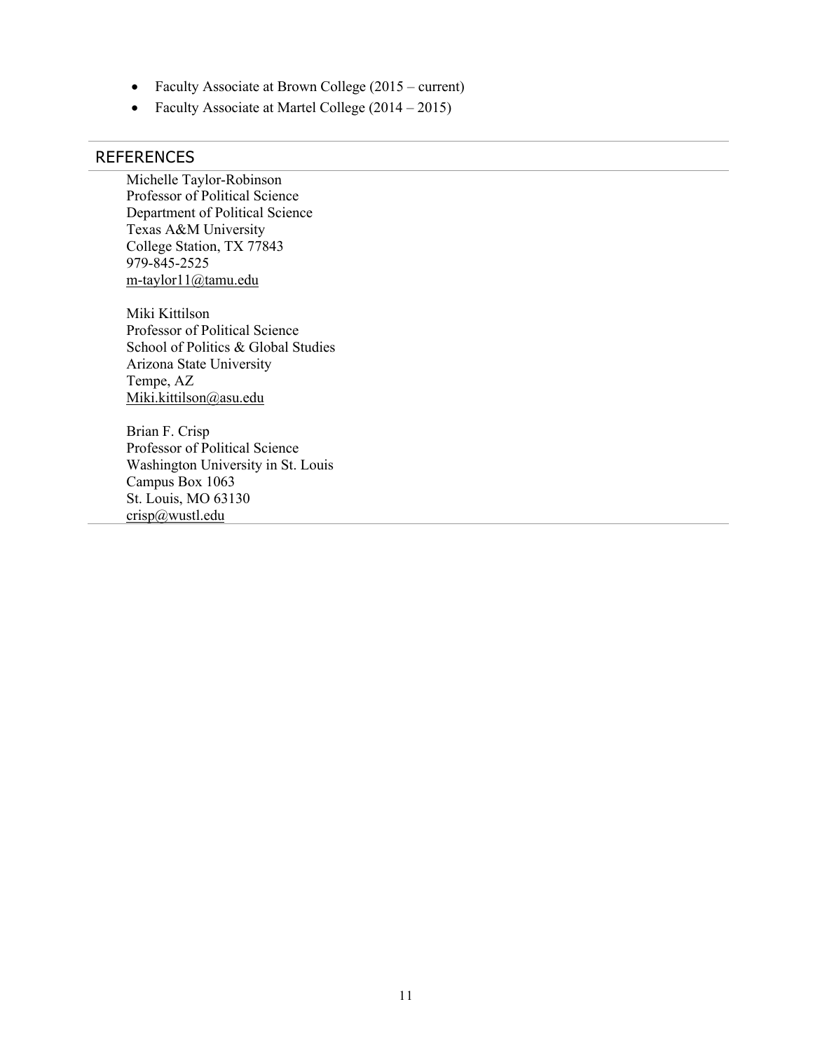- Faculty Associate at Brown College (2015 – current)
- Faculty Associate at Martel College (2014 – 2015)

## REFERENCES

Michelle Taylor-Robinson
Professor of Political Science
Department of Political Science
Texas A&M University
College Station, TX 77843
979-845-2525
m-taylor11@tamu.edu

Miki Kittilson
Professor of Political Science
School of Politics & Global Studies
Arizona State University
Tempe, AZ
Miki.kittilson@asu.edu

Brian F. Crisp
Professor of Political Science
Washington University in St. Louis
Campus Box 1063
St. Louis, MO 63130
crisp@wustl.edu